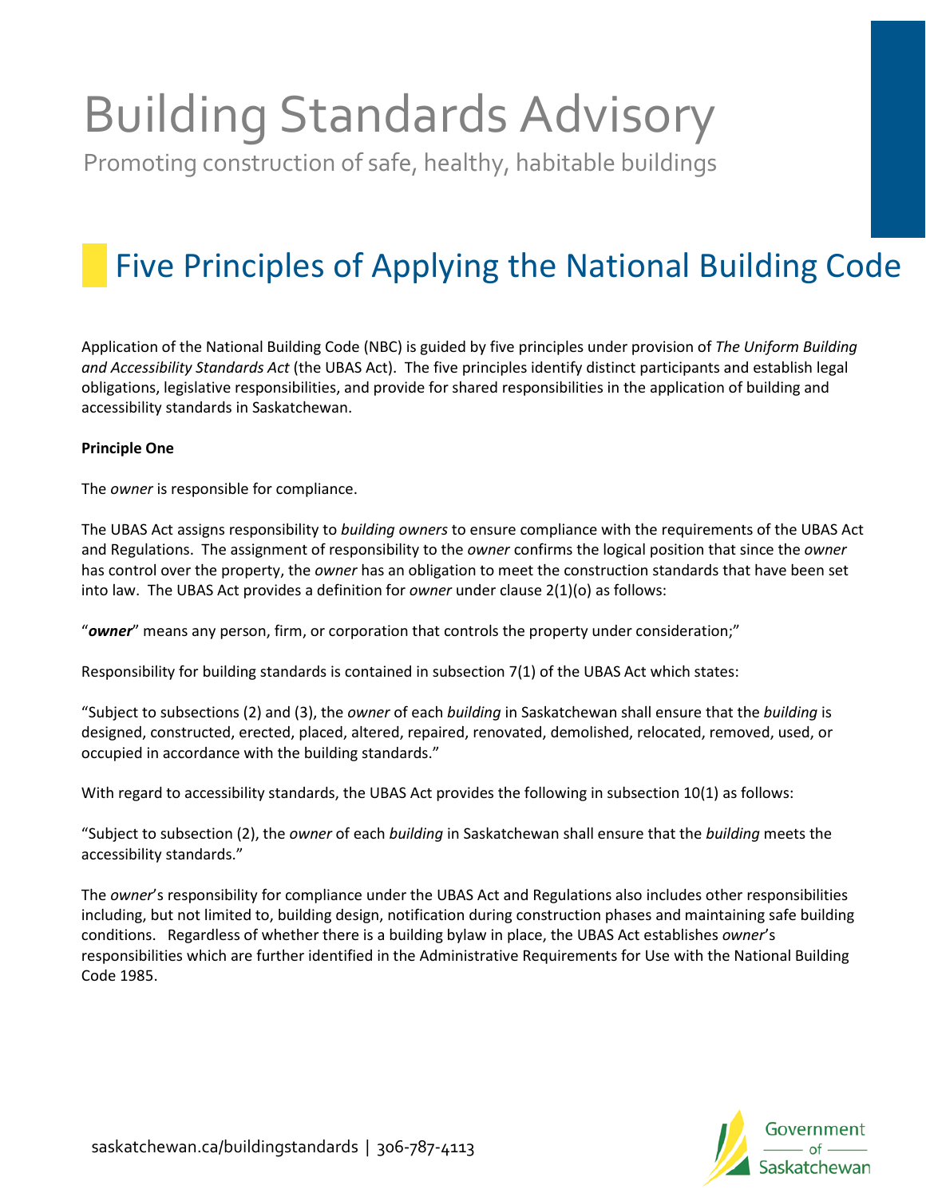# Building Standards Advisory

Promoting construction of safe, healthy, habitable buildings

## Five Principles of Applying the National Building Code

Application of the National Building Code (NBC) is guided by five principles under provision of *The Uniform Building and Accessibility Standards Act* (the UBAS Act). The five principles identify distinct participants and establish legal obligations, legislative responsibilities, and provide for shared responsibilities in the application of building and accessibility standards in Saskatchewan.

**Principle One**

The *owner* is responsible for compliance.

The UBAS Act assigns responsibility to *building owners* to ensure compliance with the requirements of the UBAS Act and Regulations. The assignment of responsibility to the *owner* confirms the logical position that since the *owner* has control over the property, the *owner* has an obligation to meet the construction standards that have been set into law. The UBAS Act provides a definition for *owner* under clause 2(1)(o) as follows:

"***owner***" means any person, firm, or corporation that controls the property under consideration;"

Responsibility for building standards is contained in subsection 7(1) of the UBAS Act which states:

"Subject to subsections (2) and (3), the *owner* of each *building* in Saskatchewan shall ensure that the *building* is designed, constructed, erected, placed, altered, repaired, renovated, demolished, relocated, removed, used, or occupied in accordance with the building standards."

With regard to accessibility standards, the UBAS Act provides the following in subsection 10(1) as follows:

"Subject to subsection (2), the *owner* of each *building* in Saskatchewan shall ensure that the *building* meets the accessibility standards."

The *owner*'s responsibility for compliance under the UBAS Act and Regulations also includes other responsibilities including, but not limited to, building design, notification during construction phases and maintaining safe building conditions. Regardless of whether there is a building bylaw in place, the UBAS Act establishes *owner*'s responsibilities which are further identified in the Administrative Requirements for Use with the National Building Code 1985.

saskatchewan.ca/buildingstandards | 306-787-4113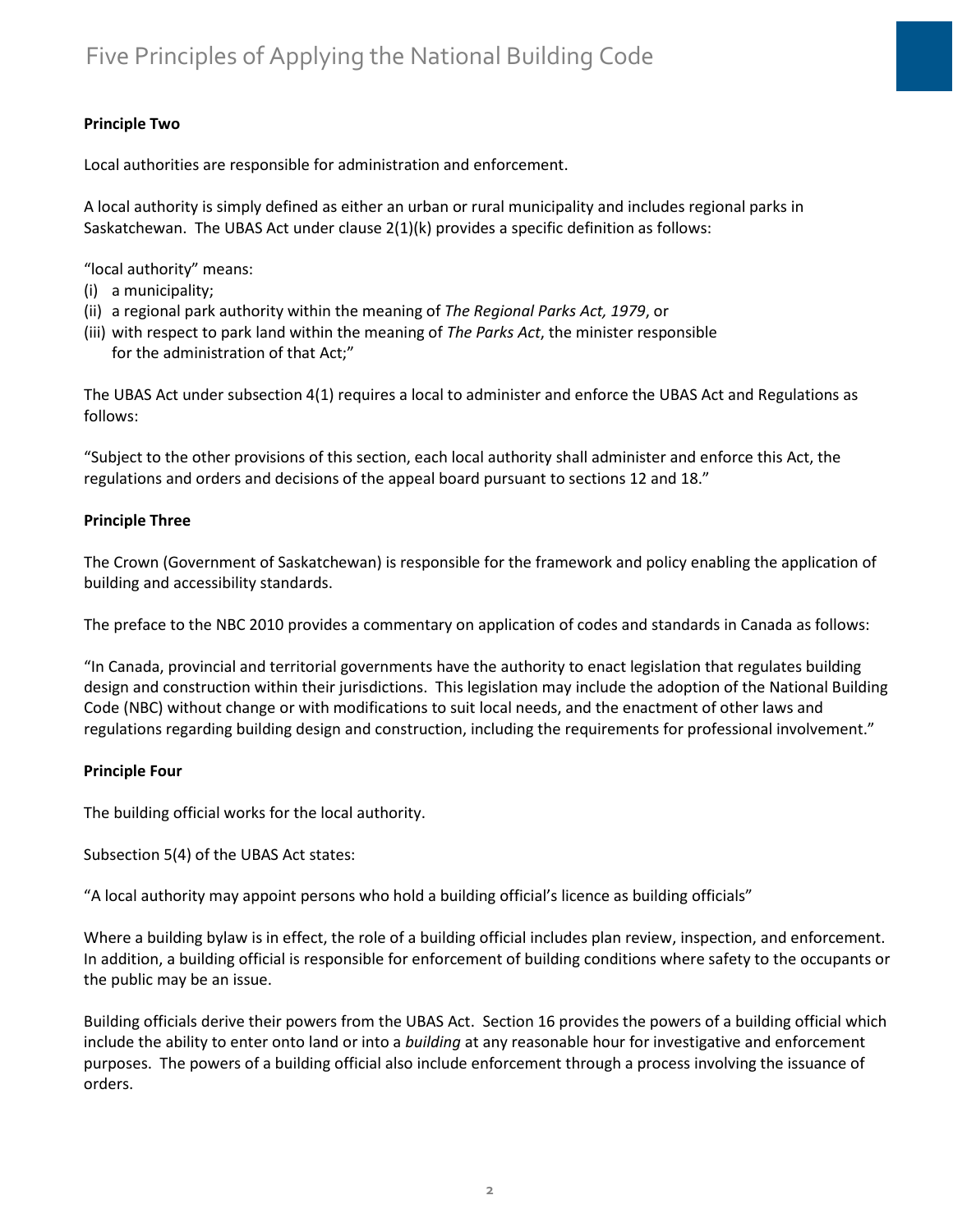**Principle Two**

Local authorities are responsible for administration and enforcement.

A local authority is simply defined as either an urban or rural municipality and includes regional parks in Saskatchewan. The UBAS Act under clause 2(1)(k) provides a specific definition as follows:

"local authority" means:
(i) a municipality;
(ii) a regional park authority within the meaning of *The Regional Parks Act, 1979*, or
(iii) with respect to park land within the meaning of *The Parks Act*, the minister responsible for the administration of that Act;"

The UBAS Act under subsection 4(1) requires a local to administer and enforce the UBAS Act and Regulations as follows:

"Subject to the other provisions of this section, each local authority shall administer and enforce this Act, the regulations and orders and decisions of the appeal board pursuant to sections 12 and 18."

**Principle Three**

The Crown (Government of Saskatchewan) is responsible for the framework and policy enabling the application of building and accessibility standards.

The preface to the NBC 2010 provides a commentary on application of codes and standards in Canada as follows:

"In Canada, provincial and territorial governments have the authority to enact legislation that regulates building design and construction within their jurisdictions. This legislation may include the adoption of the National Building Code (NBC) without change or with modifications to suit local needs, and the enactment of other laws and regulations regarding building design and construction, including the requirements for professional involvement."

**Principle Four**

The building official works for the local authority.

Subsection 5(4) of the UBAS Act states:

"A local authority may appoint persons who hold a building official's licence as building officials"

Where a building bylaw is in effect, the role of a building official includes plan review, inspection, and enforcement. In addition, a building official is responsible for enforcement of building conditions where safety to the occupants or the public may be an issue.

Building officials derive their powers from the UBAS Act. Section 16 provides the powers of a building official which include the ability to enter onto land or into a *building* at any reasonable hour for investigative and enforcement purposes. The powers of a building official also include enforcement through a process involving the issuance of orders.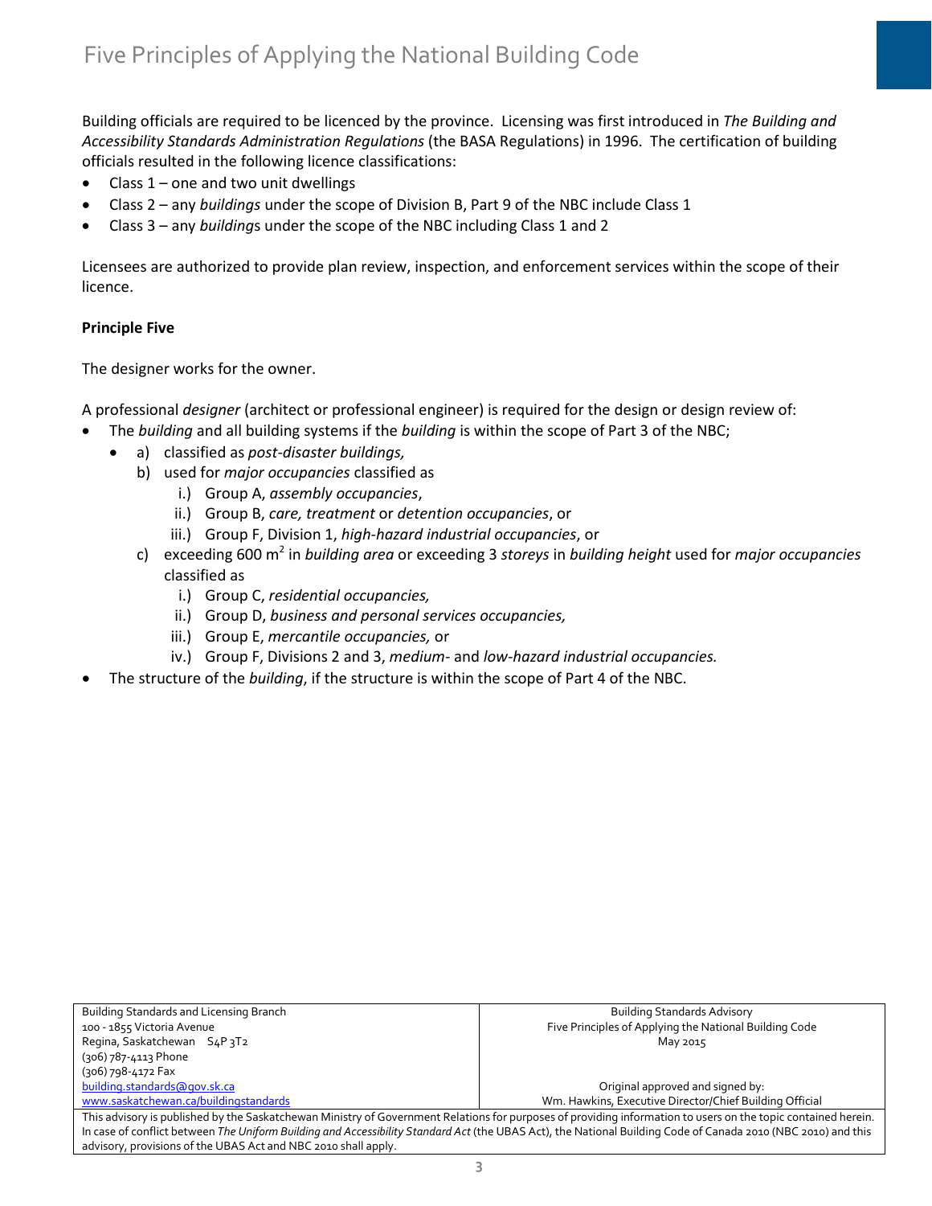Building officials are required to be licenced by the province. Licensing was first introduced in *The Building and Accessibility Standards Administration Regulations* (the BASA Regulations) in 1996. The certification of building officials resulted in the following licence classifications:

- Class 1 – one and two unit dwellings
- Class 2 – any *buildings* under the scope of Division B, Part 9 of the NBC include Class 1
- Class 3 – any *buildings* under the scope of the NBC including Class 1 and 2

Licensees are authorized to provide plan review, inspection, and enforcement services within the scope of their licence.

**Principle Five**

The designer works for the owner.

A professional *designer* (architect or professional engineer) is required for the design or design review of:

- The *building* and all building systems if the *building* is within the scope of Part 3 of the NBC;
  - a) classified as *post-disaster buildings,*
    b) used for *major occupancies* classified as
       i.) Group A, *assembly occupancies*,
       ii.) Group B, *care, treatment* or *detention occupancies*, or
       iii.) Group F, Division 1, *high-hazard industrial occupancies*, or
    c) exceeding 600 $m^2$ in *building area* or exceeding 3 *storeys* in *building height* used for *major occupancies* classified as
       i.) Group C, *residential occupancies,*
       ii.) Group D, *business and personal services occupancies,*
       iii.) Group E, *mercantile occupancies,* or
       iv.) Group F, Divisions 2 and 3, *medium-* and *low-hazard industrial occupancies.*
- The structure of the *building*, if the structure is within the scope of Part 4 of the NBC.

| | |
|---|---|
| Building Standards and Licensing Branch<br>100 - 1855 Victoria Avenue<br>Regina, Saskatchewan S4P 3T2<br>(306) 787-4113 Phone<br>(306) 798-4172 Fax<br>building.standards@gov.sk.ca<br>www.saskatchewan.ca/buildingstandards | Building Standards Advisory<br>Five Principles of Applying the National Building Code<br>May 2015<br><br>Original approved and signed by:<br>Wm. Hawkins, Executive Director/Chief Building Official |

This advisory is published by the Saskatchewan Ministry of Government Relations for purposes of providing information to users on the topic contained herein. In case of conflict between *The Uniform Building and Accessibility Standard Act* (the UBAS Act), the National Building Code of Canada 2010 (NBC 2010) and this advisory, provisions of the UBAS Act and NBC 2010 shall apply.